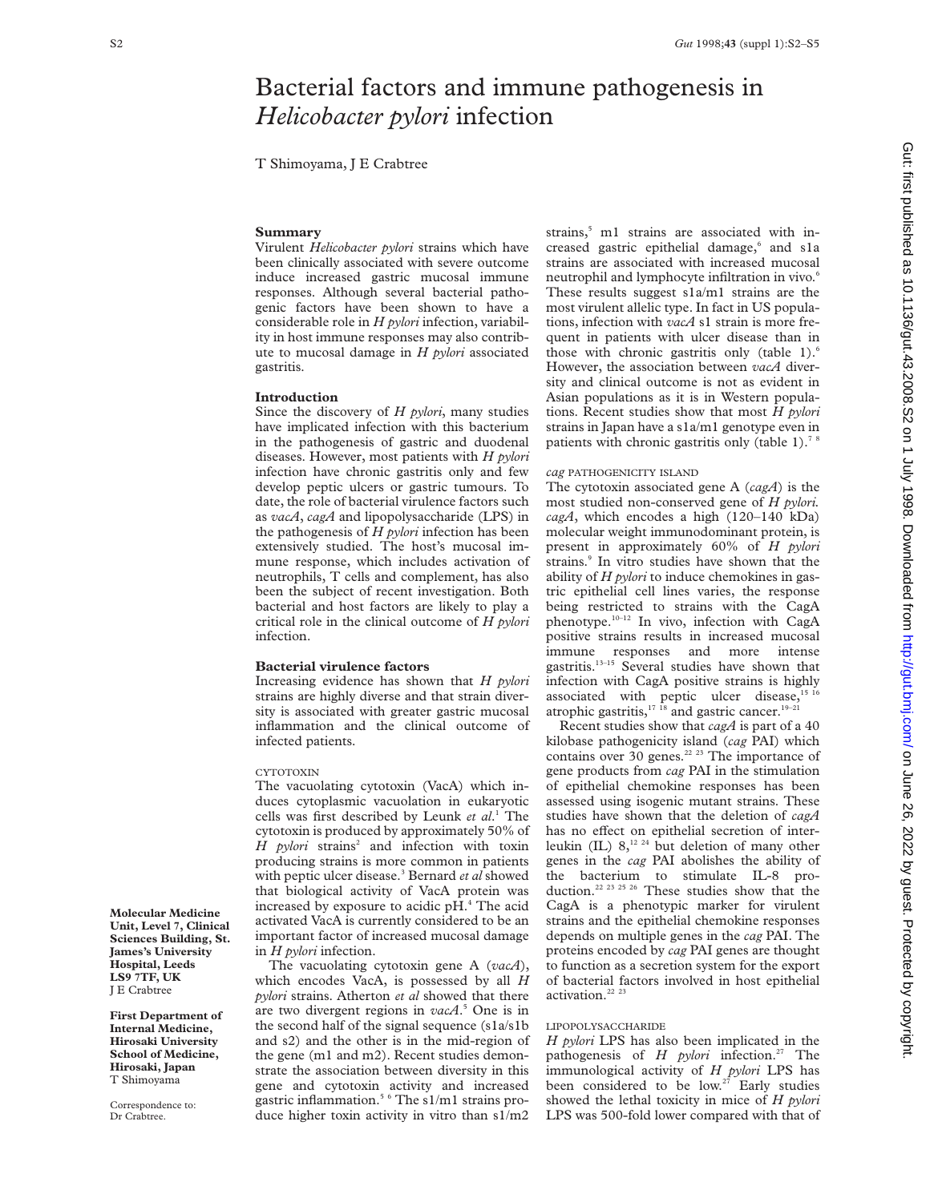# Bacterial factors and immune pathogenesis in *Helicobacter pylori* infection

T Shimoyama, J E Crabtree

**Molecular Medicine Unit, Level 7, Clinical Sciences Building, St. James's University Hospital, Leeds LS9 7TF, UK**
J E Crabtree

**First Department of Internal Medicine, Hirosaki University School of Medicine, Hirosaki, Japan**
T Shimoyama

Correspondence to: Dr Crabtree.

## Summary

Virulent *Helicobacter pylori* strains which have been clinically associated with severe outcome induce increased gastric mucosal immune responses. Although several bacterial pathogenic factors have been shown to have a considerable role in *H pylori* infection, variability in host immune responses may also contribute to mucosal damage in *H pylori* associated gastritis.

## Introduction

Since the discovery of *H pylori*, many studies have implicated infection with this bacterium in the pathogenesis of gastric and duodenal diseases. However, most patients with *H pylori* infection have chronic gastritis only and few develop peptic ulcers or gastric tumours. To date, the role of bacterial virulence factors such as *vacA*, *cagA* and lipopolysaccharide (LPS) in the pathogenesis of *H pylori* infection has been extensively studied. The host's mucosal immune response, which includes activation of neutrophils, T cells and complement, has also been the subject of recent investigation. Both bacterial and host factors are likely to play a critical role in the clinical outcome of *H pylori* infection.

## Bacterial virulence factors

Increasing evidence has shown that *H pylori* strains are highly diverse and that strain diversity is associated with greater gastric mucosal inflammation and the clinical outcome of infected patients.

### CYTOTOXIN

The vacuolating cytotoxin (VacA) which induces cytoplasmic vacuolation in eukaryotic cells was first described by Leunk *et al*.[1] The cytotoxin is produced by approximately 50% of *H pylori* strains[2] and infection with toxin producing strains is more common in patients with peptic ulcer disease.[3] Bernard *et al* showed that biological activity of VacA protein was increased by exposure to acidic pH.[4] The acid activated VacA is currently considered to be an important factor of increased mucosal damage in *H pylori* infection.

The vacuolating cytotoxin gene A (*vacA*), which encodes VacA, is possessed by all *H pylori* strains. Atherton *et al* showed that there are two divergent regions in *vacA*.[5] One is in the second half of the signal sequence (s1a/s1b and s2) and the other is in the mid-region of the gene (m1 and m2). Recent studies demonstrate the association between diversity in this gene and cytotoxin activity and increased gastric inflammation.[5,6] The s1/m1 strains produce higher toxin activity in vitro than s1/m2 strains,[5] m1 strains are associated with increased gastric epithelial damage,[6] and s1a strains are associated with increased mucosal neutrophil and lymphocyte infiltration in vivo.[6] These results suggest s1a/m1 strains are the most virulent allelic type. In fact in US populations, infection with *vacA* s1 strain is more frequent in patients with ulcer disease than in those with chronic gastritis only (table 1).[6] However, the association between *vacA* diversity and clinical outcome is not as evident in Asian populations as it is in Western populations. Recent studies show that most *H pylori* strains in Japan have a s1a/m1 genotype even in patients with chronic gastritis only (table 1).[7,8]

### *cag* PATHOGENICITY ISLAND

The cytotoxin associated gene A (*cagA*) is the most studied non-conserved gene of *H pylori. cagA*, which encodes a high (120–140 kDa) molecular weight immunodominant protein, is present in approximately 60% of *H pylori* strains.[9] In vitro studies have shown that the ability of *H pylori* to induce chemokines in gastric epithelial cell lines varies, the response being restricted to strains with the CagA phenotype.[10–12] In vivo, infection with CagA positive strains results in increased mucosal immune responses and more intense gastritis.[13–15] Several studies have shown that infection with CagA positive strains is highly associated with peptic ulcer disease,[15,16] atrophic gastritis,[17,18] and gastric cancer.[19–21]

Recent studies show that *cagA* is part of a 40 kilobase pathogenicity island (*cag* PAI) which contains over 30 genes.[22,23] The importance of gene products from *cag* PAI in the stimulation of epithelial chemokine responses has been assessed using isogenic mutant strains. These studies have shown that the deletion of *cagA* has no effect on epithelial secretion of interleukin (IL) 8,[12,24] but deletion of many other genes in the *cag* PAI abolishes the ability of the bacterium to stimulate IL-8 production.[22,23,25,26] These studies show that the CagA is a phenotypic marker for virulent strains and the epithelial chemokine responses depends on multiple genes in the *cag* PAI. The proteins encoded by *cag* PAI genes are thought to function as a secretion system for the export of bacterial factors involved in host epithelial activation.[22,23]

### LIPOPOLYSACCHARIDE

*H pylori* LPS has also been implicated in the pathogenesis of *H pylori* infection.[27] The immunological activity of *H pylori* LPS has been considered to be low.[27] Early studies showed the lethal toxicity in mice of *H pylori* LPS was 500-fold lower compared with that of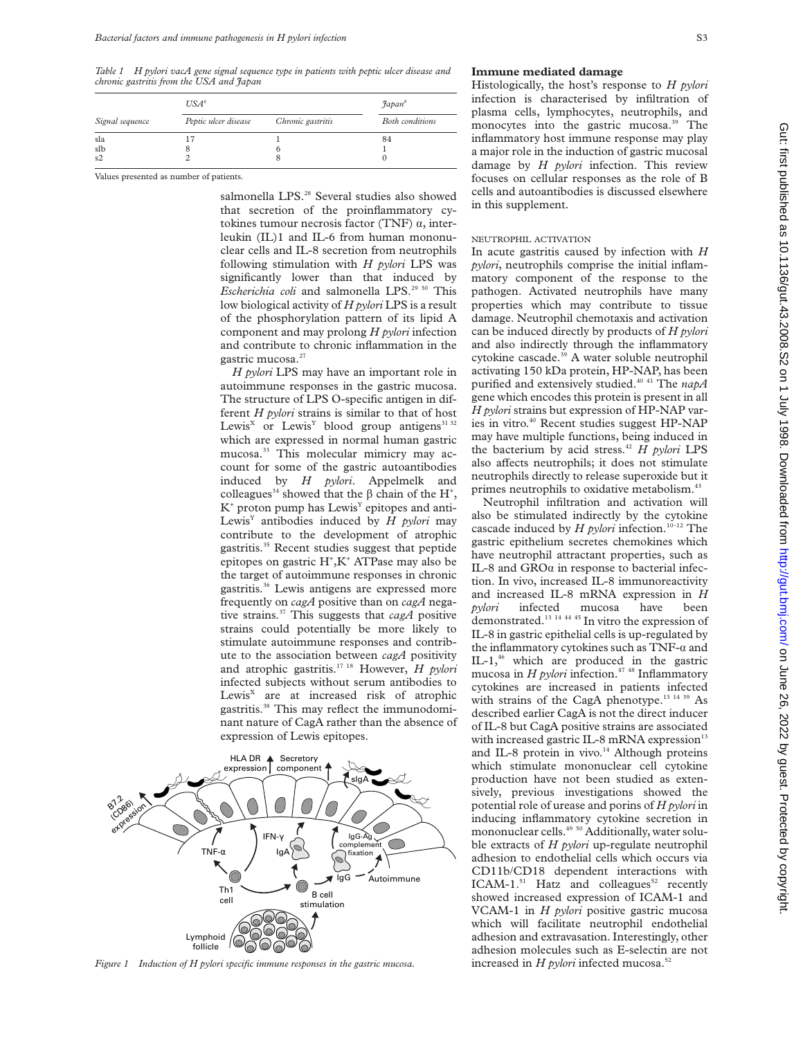*Table 1 H pylori vacA gene signal sequence type in patients with peptic ulcer disease and chronic gastritis from the USA and Japan*

| Signal sequence | USA[6] | | Japan[8] |
|---|---|---|---|
| | Peptic ulcer disease | Chronic gastritis | Both conditions |
| s1a | 17 | 1 | 84 |
| s1b | 8 | 6 | 1 |
| s2 | 2 | 8 | 0 |

Values presented as number of patients.

salmonella LPS.[28] Several studies also showed that secretion of the proinflammatory cytokines tumour necrosis factor (TNF) α, interleukin (IL)1 and IL-6 from human mononuclear cells and IL-8 secretion from neutrophils following stimulation with *H pylori* LPS was significantly lower than that induced by *Escherichia coli* and salmonella LPS.[29 30] This low biological activity of *H pylori* LPS is a result of the phosphorylation pattern of its lipid A component and may prolong *H pylori* infection and contribute to chronic inflammation in the gastric mucosa.[27]

*H pylori* LPS may have an important role in autoimmune responses in the gastric mucosa. The structure of LPS O-specific antigen in different *H pylori* strains is similar to that of host Lewis$^X$ or Lewis$^Y$ blood group antigens[31 32] which are expressed in normal human gastric mucosa.[33] This molecular mimicry may account for some of the gastric autoantibodies induced by *H pylori*. Appelmelk and colleagues[34] showed that the β chain of the $H^+$, $K^+$ proton pump has Lewis$^Y$ epitopes and anti-Lewis$^Y$ antibodies induced by *H pylori* may contribute to the development of atrophic gastritis.[35] Recent studies suggest that peptide epitopes on gastric $H^+$,$K^+$ ATPase may also be the target of autoimmune responses in chronic gastritis.[36] Lewis antigens are expressed more frequently on *cagA* positive than on *cagA* negative strains.[37] This suggests that *cagA* positive strains could potentially be more likely to stimulate autoimmune responses and contribute to the association between *cagA* positivity and atrophic gastritis.[17 18] However, *H pylori* infected subjects without serum antibodies to Lewis$^X$ are at increased risk of atrophic gastritis.[38] This may reflect the immunodominant nature of CagA rather than the absence of expression of Lewis epitopes.

*Figure 1 Induction of H pylori specific immune responses in the gastric mucosa.*

## Immune mediated damage

Histologically, the host's response to *H pylori* infection is characterised by infiltration of plasma cells, lymphocytes, neutrophils, and monocytes into the gastric mucosa.[39] The inflammatory host immune response may play a major role in the induction of gastric mucosal damage by *H pylori* infection. This review focuses on cellular responses as the role of B cells and autoantibodies is discussed elsewhere in this supplement.

### NEUTROPHIL ACTIVATION

In acute gastritis caused by infection with *H pylori*, neutrophils comprise the initial inflammatory component of the response to the pathogen. Activated neutrophils have many properties which may contribute to tissue damage. Neutrophil chemotaxis and activation can be induced directly by products of *H pylori* and also indirectly through the inflammatory cytokine cascade.[39] A water soluble neutrophil activating 150 kDa protein, HP-NAP, has been purified and extensively studied.[40 41] The *napA* gene which encodes this protein is present in all *H pylori* strains but expression of HP-NAP varies in vitro.[40] Recent studies suggest HP-NAP may have multiple functions, being induced in the bacterium by acid stress.[42] *H pylori* LPS also affects neutrophils; it does not stimulate neutrophils directly to release superoxide but it primes neutrophils to oxidative metabolism.[43]

Neutrophil infiltration and activation will also be stimulated indirectly by the cytokine cascade induced by *H pylori* infection.[10–12] The gastric epithelium secretes chemokines which have neutrophil attractant properties, such as IL-8 and GROα in response to bacterial infection. In vivo, increased IL-8 immunoreactivity and increased IL-8 mRNA expression in *H pylori* infected mucosa have been demonstrated.[13 14 44 45] In vitro the expression of IL-8 in gastric epithelial cells is up-regulated by the inflammatory cytokines such as TNF-α and IL-1,[46] which are produced in the gastric mucosa in *H pylori* infection.[47 48] Inflammatory cytokines are increased in patients infected with strains of the CagA phenotype.[13 14 39] As described earlier CagA is not the direct inducer of IL-8 but CagA positive strains are associated with increased gastric IL-8 mRNA expression[13] and IL-8 protein in vivo.[14] Although proteins which stimulate mononuclear cell cytokine production have not been studied as extensively, previous investigations showed the potential role of urease and porins of *H pylori* in inducing inflammatory cytokine secretion in mononuclear cells.[49 50] Additionally, water soluble extracts of *H pylori* up-regulate neutrophil adhesion to endothelial cells which occurs via CD11b/CD18 dependent interactions with ICAM-1.[51] Hatz and colleagues[52] recently showed increased expression of ICAM-1 and VCAM-1 in *H pylori* positive gastric mucosa which will facilitate neutrophil endothelial adhesion and extravasation. Interestingly, other adhesion molecules such as E-selectin are not increased in *H pylori* infected mucosa.[52]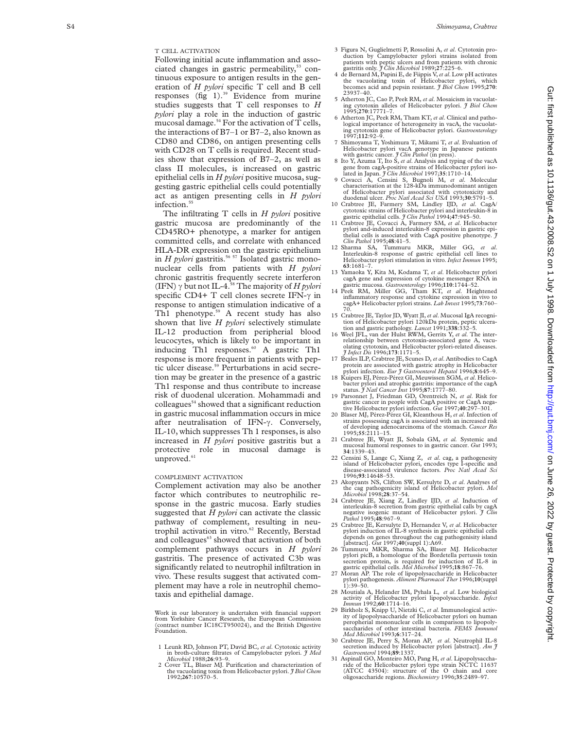## T CELL ACTIVATION

Following initial acute inflammation and associated changes in gastric permeability,[53] continuous exposure to antigen results in the generation of *H pylori* specific T cell and B cell responses (fig 1).[39] Evidence from murine studies suggests that T cell responses to *H pylori* play a role in the induction of gastric mucosal damage.[54] For the activation of T cells, the interactions of B7–1 or B7–2, also known as CD80 and CD86, on antigen presenting cells with CD28 on T cells is required. Recent studies show that expression of B7–2, as well as class II molecules, is increased on gastric epithelial cells in *H pylori* positive mucosa, suggesting gastric epithelial cells could potentially act as antigen presenting cells in *H pylori* infection.[55]

The infiltrating T cells in *H pylori* positive gastric mucosa are predominantly of the CD45RO+ phenotype, a marker for antigen committed cells, and correlate with enhanced HLA-DR expression on the gastric epithelium in *H pylori* gastritis.[56 57] Isolated gastric mononuclear cells from patients with *H pylori* chronic gastritis frequently secrete interferon (IFN) γ but not IL-4.[58] The majority of *H pylori* specific CD4+ T cell clones secrete IFN-γ in response to antigen stimulation indicative of a Th1 phenotype.[59] A recent study has also shown that live *H pylori* selectively stimulate IL-12 production from peripheral blood leucocytes, which is likely to be important in inducing Th1 responses.[60] A gastric Th1 response is more frequent in patients with peptic ulcer disease.[59] Perturbations in acid secretion may be greater in the presence of a gastric Th1 response and thus contribute to increase risk of duodenal ulceration. Mohammadi and colleagues[54] showed that a significant reduction in gastric mucosal inflammation occurs in mice after neutralisation of IFN-γ. Conversely, IL-10, which suppresses Th 1 responses, is also increased in *H pylori* positive gastritis but a protective role in mucosal damage is unproved.[61]

## COMPLEMENT ACTIVATION

Complement activation may also be another factor which contributes to neutrophilic response in the gastric mucosa. Early studies suggested that *H pylori* can activate the classic pathway of complement, resulting in neutrophil activation in vitro.[62] Recently, Berstad and colleagues[63] showed that activation of both complement pathways occurs in *H pylori* gastritis. The presence of activated C3b was significantly related to neutrophil infiltration in vivo. These results suggest that activated complement may have a role in neutrophil chemotaxis and epithelial damage.

Work in our laboratory is undertaken with financial support from Yorkshire Cancer Research, the European Commission (contract number IC18CT950024), and the British Digestive Foundation.

1. Leunk RD, Johnson PT, David BC, *et al*. Cytotoxic activity in broth-culture filtrates of Campylobacter pylori. *J Med Microbiol* 1988;**26**:93–9.
2. Cover TL, Blaser MJ. Purification and characterization of the vacuolating toxin from Helicobacter pylori. *J Biol Chem* 1992;**267**:10570–5.
3. Figura N, Guglielmetti P, Rossolini A, *et al*. Cytotoxin production by Campylobacter pylori strains isolated from patients with peptic ulcers and from patients with chronic gastritis only. *J Clin Microbiol* 1989;**27**:225–6.
4. de Bernard M, Papini E, de Fiippis V, *et al*. Low pH activates the vacuolating toxin of Helicobacter pylori, which becomes acid and pepsin resistant. *J Biol Chem* 1995;**270**: 23937–40.
5. Atherton JC, Cao P, Peek RM, *et al*. Mosaicism in vacuolating cytotoxin alleles of Helicobacter pylori. *J Biol Chem* 1995;**270**:17771–7.
6. Atherton JC, Peek RM, Tham KT, *et al*. Clinical and pathological importance of heterogeneity in vacA, the vacuolating cytotoxin gene of Helicobacter pylori. *Gastroenterology* 1997;**112**:92–9.
7. Shimoyama T, Yoshimura T, Mikami T, *et al*. Evaluation of Helicobacter pylori vacA genotype in Japanese patients with gastric cancer. *J Clin Pathol* (in press).
8. Ito Y, Azuma T, Ito S, *et al*. Analysis and typing of the vacA gene from cagA-positive strains of Helicobacter pylori isolated in Japan. *J Clin Microbiol* 1997;**35**:1710–14.
9. Covacci A, Censini S, Bugnoli M, *et al*. Molecular characterisation at the 128-kDa immunodominant antigen of Helicobacter pylori associated with cytotoxicity and duodenal ulcer. *Proc Natl Acad Sci USA* 1993;**30**:5791–5.
10. Crabtree JE, Farmery SM, Lindley IJD, *et al*. CagA/ cytotoxic strains of Helicobacter pylori and interleukin-8 in gastric epithelial cells. *J Clin Pathol* 1994;**47**:945–50.
11. Crabtree JE, Covacci A, Farmery SM, *et al*. Helicobacter pylori and-induced interleukin-8 expression in gastric epithelial cells is associated with CagA positive phenotype. *J Clin Pathol* 1995;**48**:41–5.
12. Sharma SA, Tummuru MKR, Miller GG, *et al*. Interleukin-8 response of gastric epithelial cell lines to Helicobacter pylori stimulation in vitro. *Infect Immun* 1995; **63**:1681–7.
13. Yamaoka Y, Kita M, Kodama T, *et al*. Helicobacter pylori cagA gene and expression of cytokine messenger RNA in gastric mucosa. *Gastroenterology* 1996;**110**:1744–52.
14. Peek RM, Miller GG, Tham KT, *et al*. Heightened inflammatory response and cytokine expression in vivo to cagA+ Helicobacter pylori strains. *Lab Invest* 1995;**73**:760–70.
15. Crabtree JE, Taylor JD, Wyatt JI, *et al*. Mucosal IgA recognition of Helicobacter pylori 120kDa protein, peptic ulceration and gastric pathology. *Lancet* 1991;**338**:332–5.
16. Weel JFL, van der Hulst RWM, Gerrits Y, *et al*. The interrelationship between cytotoxin-associated gene A, vacuolating cytotoxin, and Helicobacter pylori-related diseases. *J Infect Dis* 1996;**173**:1171–5.
17. Beales ILP, Crabtree JE, Scunes D, *et al*. Antibodies to CagA protein are associated with gastric atrophy in Helicobacter pylori infection. *Eur J Gastroenterol Hepatol* 1996;**8**:645–9.
18. Kuipers EJ, Pérez-Pérez GI, Meuwissen SGM, *et al*. Helicobacter pylori and atrophic gastritis: importance of the cagA status. *J Natl Cancer Inst* 1995;**87**:1777–80.
19. Parsonnet J, Friedman GD, Orentreich N, *et al*. Risk for gastric cancer in people with CagA positive or CagA negative Helicobacter pylori infection. *Gut* 1997;**40**:297–301.
20. Blaser MJ, Pérez-Pérez GI, Kleanthous H, *et al*. Infection of strains possessing cagA is associated with an increased risk of developing adenocarcinoma of the stomach. *Cancer Res* 1995;**55**:2111–15.
21. Crabtree JE, Wyatt JI, Sobala GM, *et al*. Systemic and mucosal humoral responses to in gastric cancer. *Gut* 1993; **34**:1339–43.
22. Censini S, Lange C, Xiang Z, *et al*. cag, a pathogenesity island of Helicobacter pylori, encodes type I-specific and disease-associated virulence factors. *Proc Natl Acad Sci* 1996;**93**:14648–53.
23. Akopyants NS, Clifton SW, Kersulyte D, *et al*. Analyses of the cag pathogenicity island of Helicobacter pylori. *Mol Microbiol* 1998;**28**:37–54.
24. Crabtree JE, Xiang Z, Lindley IJD, *et al*. Induction of interleukin-8 secretion from gastric epithelial calls by cagA negative isogenic mutant of Helicobacter pylori. *J Clin Pathol* 1995;**48**:967–9.
25. Crabtree JE, Kersulyte D, Hernandez V, *et al*. Helicobacter pylori induction of IL-8 synthesis in gastric epithelial cells depends on genes throughout the cag pathogenisity island [abstract]. *Gut* 1997;**40**(suppl 1):A69.
26. Tummuru MKR, Sharma SA, Blaser MJ. Helicobacter pylori picB, a homologue of the Bordetella pertussis toxin secretion protein, is required for induction of IL-8 in gastric epithelial cells. *Mol Microbiol* 1995;**18**:867–76.
27. Moran AP. The role of lipopolysaccharide in Helicobacter pylori pathogenesis. *Aliment Pharmacol Ther* 1996;**10**(suppl 1):39–50.
28. Moutiala A, Helander IM, Pyhala L, *et al*. Low biological activity of Helicobacter pylori lipopolysaccharide. *Infect Immun* 1992;**60**:1714–16.
29. Birkholz S, Knipp U, Nietzki C, *et al*. Immunological activity of lipopolysaccharide of Helicobacter pylori on human perpheral mononuclear cells in comparison to lipopolysaccharides of other intestinal bacteria. *FEMS Immunol Med Microbiol* 1993;**6**:317–24.
30. Crabtree JE, Perry S, Moran AP, *et al*. Neutrophil IL-8 secretion induced by Helicobacter pylori [abstract]. *Am J Gastroenterol* 1994;**89**:1337.
31. Aspinall GO, Monteiro MO, Pang H, *et al*. Lipopolysaccharide of the Helicobacter pylori type strain NCTC 11637 (ATCC 43504): structure of the O chain and core oligosaccharide regions. *Biochemistry* 1996;**35**:2489–97.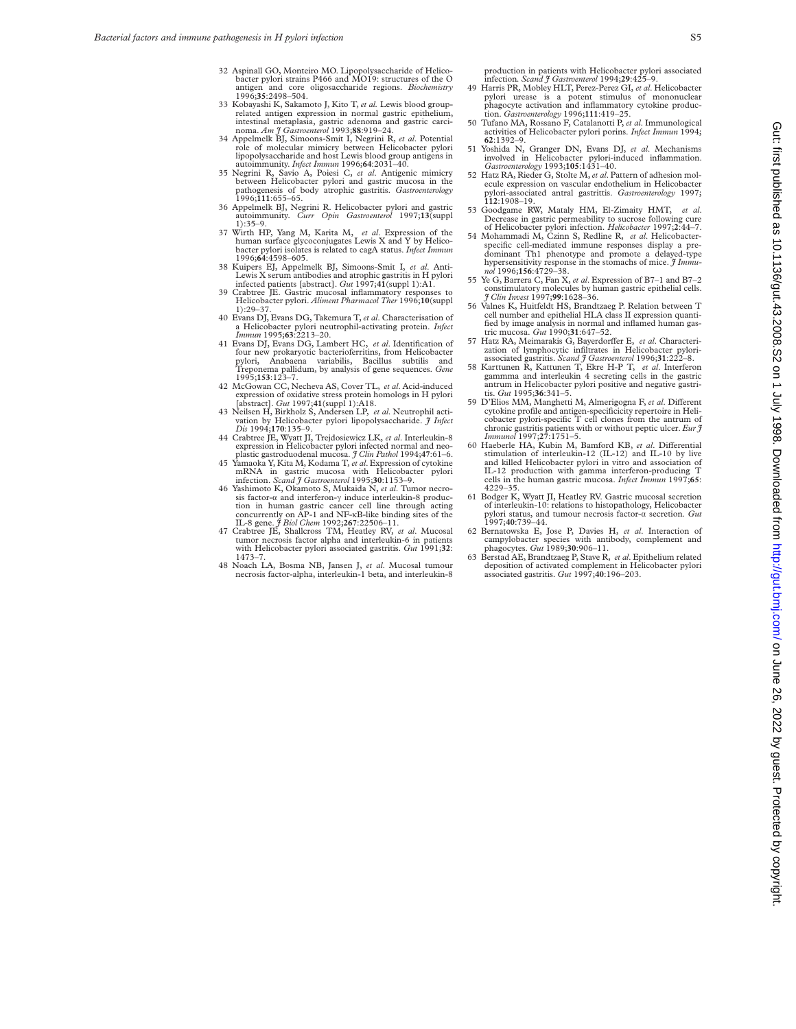32 Aspinall GO, Monteiro MO. Lipopolysaccharide of Helicobacter pylori strains P466 and MO19: structures of the O antigen and core oligosaccharide regions. *Biochemistry* 1996;**35**:2498–504.

33 Kobayashi K, Sakamoto J, Kito T, *et al*. Lewis blood group-related antigen expression in normal gastric epithelium, intestinal metaplasia, gastric adenoma and gastric carcinoma. *Am J Gastroenterol* 1993;**88**:919–24.

34 Appelmelk BJ, Simoons-Smit I, Negrini R, *et al*. Potential role of molecular mimicry between Helicobacter pylori lipopolysaccharide and host Lewis blood group antigens in autoimmunity. *Infect Immun* 1996;**64**:2031–40.

35 Negrini R, Savio A, Poiesi C, *et al*. Antigenic mimicry between Helicobacter pylori and gastric mucosa in the pathogenesis of body atrophic gastritis. *Gastroenterology* 1996;**111**:655–65.

36 Appelmelk BJ, Negrini R. Helicobacter pylori and gastric autoimmunity. *Curr Opin Gastroenterol* 1997;**13**(suppl 1):35–9.

37 Wirth HP, Yang M, Karita M, *et al*. Expression of the human surface glycoconjugates Lewis X and Y by Helicobacter pylori isolates is related to cagA status. *Infect Immun* 1996;**64**:4598–605.

38 Kuipers EJ, Appelmelk BJ, Simoons-Smit I, *et al*. Anti-Lewis X serum antibodies and atrophic gastritis in H pylori infected patients [abstract]. *Gut* 1997;**41**(suppl 1):A1.

39 Crabtree JE. Gastric mucosal inflammatory responses to Helicobacter pylori. *Aliment Pharmacol Ther* 1996;**10**(suppl 1):29–37.

40 Evans DJ, Evans DG, Takemura T, *et al*. Characterisation of a Helicobacter pylori neutrophil-activating protein. *Infect Immun* 1995;**63**:2213–20.

41 Evans DJ, Evans DG, Lambert HC, *et al*. Identification of four new prokaryotic bacterioferritins, from Helicobacter pylori, Anabaena variabilis, Bacillus subtilis and Treponema pallidum, by analysis of gene sequences. *Gene* 1995;**153**:123–7.

42 McGowan CC, Necheva AS, Cover TL, *et al*. Acid-induced expression of oxidative stress protein homologs in H pylori [abstract]. *Gut* 1997;**41**(suppl 1):A18.

43 Neilsen H, Birkholz S, Andersen LP, *et al*. Neutrophil activation by Helicobacter pylori lipopolysaccharide. *J Infect Dis* 1994;**170**:135–9.

44 Crabtree JE, Wyatt JI, Trejdosiewicz LK, *et al*. Interleukin-8 expression in Helicobacter pylori infected normal and neoplastic gastroduodenal mucosa. *J Clin Pathol* 1994;**47**:61–6.

45 Yamaoka Y, Kita M, Kodama T, *et al*. Expression of cytokine mRNA in gastric mucosa with Helicobacter pylori infection. *Scand J Gastroenterol* 1995;**30**:1153–9.

46 Yashimoto K, Okamoto S, Mukaida N, *et al*. Tumor necrosis factor-α and interferon-γ induce interleukin-8 production in human gastric cancer cell line through acting concurrently on AP-1 and NF-κB-like binding sites of the IL-8 gene. *J Biol Chem* 1992;**267**:22506–11.

47 Crabtree JE, Shallcross TM, Heatley RV, *et al*. Mucosal tumor necrosis factor alpha and interleukin-6 in patients with Helicobacter pylori associated gastritis. *Gut* 1991;**32**:1473–7.

48 Noach LA, Bosma NB, Jansen J, *et al*. Mucosal tumour necrosis factor-alpha, interleukin-1 beta, and interleukin-8 production in patients with Helicobacter pylori associated infection. *Scand J Gastroenterol* 1994;**29**:425–9.

49 Harris PR, Mobley HLT, Perez-Perez GI, *et al*. Helicobacter pylori urease is a potent stimulus of mononuclear phagocyte activation and inflammatory cytokine production. *Gastroenterology* 1996;**111**:419–25.

50 Tufano MA, Rossano F, Catalanotti P, *et al*. Immunological activities of Helicobacter pylori porins. *Infect Immun* 1994; **62**:1392–9.

51 Yoshida N, Granger DN, Evans DJ, *et al*. Mechanisms involved in Helicobacter pylori-induced inflammation. *Gastroenterology* 1993;**105**:1431–40.

52 Hatz RA, Rieder G, Stolte M, *et al*. Pattern of adhesion molecule expression on vascular endothelium in Helicobacter pylori-associated antral gastritis. *Gastroenterology* 1997; **112**:1908–19.

53 Goodgame RW, Mataly HM, El-Zimaity HMT, *et al*. Decrease in gastric permeability to sucrose following cure of Helicobacter pylori infection. *Helicobacter* 1997;**2**:44–7.

54 Mohammadi M, Czinn S, Redline R, *et al*. Helicobacter-specific cell-mediated immune responses display a predominant Th1 phenotype and promote a delayed-type hypersensitivity response in the stomachs of mice. *J Immunol* 1996;**156**:4729–38.

55 Ye G, Barrera C, Fan X, *et al*. Expression of B7–1 and B7–2 constimulatory molecules by human gastric epithelial cells. *J Clin Invest* 1997;**99**:1628–36.

56 Valnes K, Huitfeldt HS, Brandtzaeg P. Relation between T cell number and epithelial HLA class II expression quantified by image analysis in normal and inflamed human gastric mucosa. *Gut* 1990;**31**:647–52.

57 Hatz RA, Meimarakis G, Bayerdorffer E, *et al*. Characterization of lymphocytic infiltrates in Helicobacter pylori-associated gastritis. *Scand J Gastroenterol* 1996;**31**:222–8.

58 Karttunen R, Kattunen T, Ekre H-P T, *et al*. Interferon gammma and interleukin 4 secreting cells in the gastric antrum in Helicobacter pylori positive and negative gastritis. *Gut* 1995;**36**:341–5.

59 D'Elios MM, Manghetti M, Almerigogna F, *et al*. Different cytokine profile and antigen-specificicity repertoire in Helicobacter pylori-specific T cell clones from the antrum of chronic gastritis patients with or without peptic ulcer. *Eur J Immunol* 1997;**27**:1751–5.

60 Haeberle HA, Kubin M, Bamford KB, *et al*. Differential stimulation of interleukin-12 (IL-12) and IL-10 by live and killed Helicobacter pylori in vitro and association of IL-12 production with gamma interferon-producing T cells in the human gastric mucosa. *Infect Immun* 1997;**65**: 4229–35.

61 Bodger K, Wyatt JI, Heatley RV. Gastric mucosal secretion of interleukin-10: relations to histopathology, Helicobacter pylori status, and tumour necrosis factor-α secretion. *Gut* 1997;**40**:739–44.

62 Bernatowska E, Jose P, Davies H, *et al*. Interaction of campylobacter species with antibody, complement and phagocytes. *Gut* 1989;**30**:906–11.

63 Berstad AE, Brandtzaeg P, Stave R, *et al*. Epithelium related deposition of activated complement in Helicobacter pylori associated gastritis. *Gut* 1997;**40**:196–203.